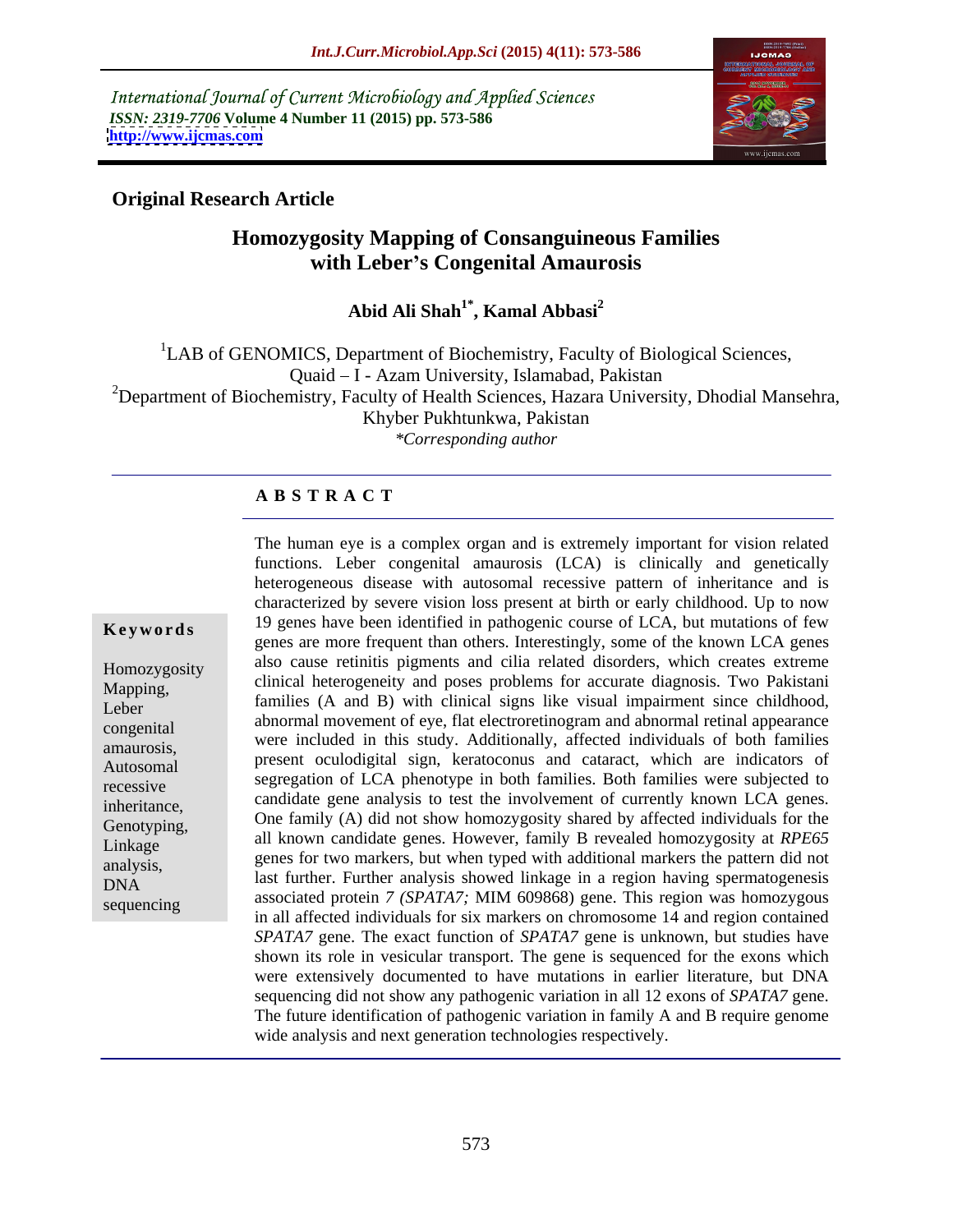International Journal of Current Microbiology and Applied Sciences
*ISSN: 2319-7706* **Volume 4 Number 11 (2015) pp. 573-586**
**http://www.ijcmas.com**

**Original Research Article**

# Homozygosity Mapping of Consanguineous Families with Leber's Congenital Amaurosis

**Abid Ali Shah[1*], Kamal Abbasi[2]**

[1]LAB of GENOMICS, Department of Biochemistry, Faculty of Biological Sciences, Quaid – I - Azam University, Islamabad, Pakistan
[2]Department of Biochemistry, Faculty of Health Sciences, Hazara University, Dhodial Mansehra, Khyber Pukhtunkwa, Pakistan
*\*Corresponding author*

## ABSTRACT

**Keywords**

Homozygosity Mapping, Leber congenital amaurosis, Autosomal recessive inheritance, Genotyping, Linkage analysis, DNA sequencing

The human eye is a complex organ and is extremely important for vision related functions. Leber congenital amaurosis (LCA) is clinically and genetically heterogeneous disease with autosomal recessive pattern of inheritance and is characterized by severe vision loss present at birth or early childhood. Up to now 19 genes have been identified in pathogenic course of LCA, but mutations of few genes are more frequent than others. Interestingly, some of the known LCA genes also cause retinitis pigments and cilia related disorders, which creates extreme clinical heterogeneity and poses problems for accurate diagnosis. Two Pakistani families (A and B) with clinical signs like visual impairment since childhood, abnormal movement of eye, flat electroretinogram and abnormal retinal appearance were included in this study. Additionally, affected individuals of both families present oculodigital sign, keratoconus and cataract, which are indicators of segregation of LCA phenotype in both families. Both families were subjected to candidate gene analysis to test the involvement of currently known LCA genes. One family (A) did not show homozygosity shared by affected individuals for the all known candidate genes. However, family B revealed homozygosity at *RPE65* genes for two markers, but when typed with additional markers the pattern did not last further. Further analysis showed linkage in a region having spermatogenesis associated protein *7 (SPATA7;* MIM 609868) gene. This region was homozygous in all affected individuals for six markers on chromosome 14 and region contained *SPATA7* gene. The exact function of *SPATA7* gene is unknown, but studies have shown its role in vesicular transport. The gene is sequenced for the exons which were extensively documented to have mutations in earlier literature, but DNA sequencing did not show any pathogenic variation in all 12 exons of *SPATA7* gene. The future identification of pathogenic variation in family A and B require genome wide analysis and next generation technologies respectively.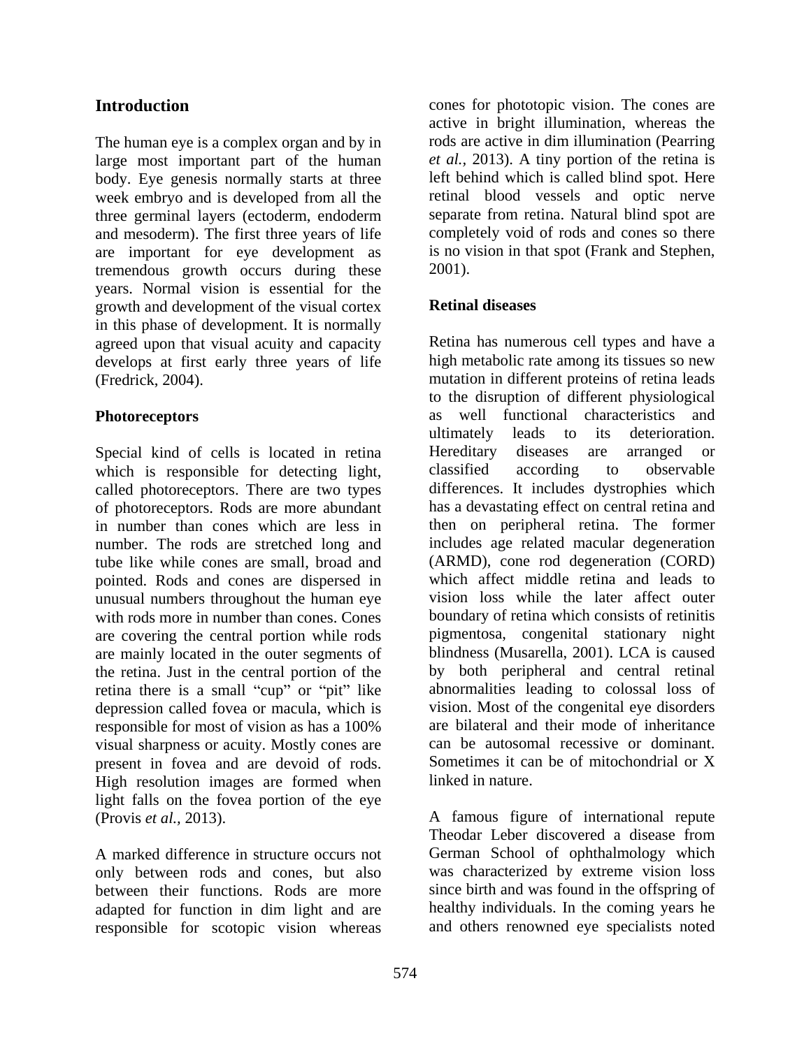## Introduction

The human eye is a complex organ and by in large most important part of the human body. Eye genesis normally starts at three week embryo and is developed from all the three germinal layers (ectoderm, endoderm and mesoderm). The first three years of life are important for eye development as tremendous growth occurs during these years. Normal vision is essential for the growth and development of the visual cortex in this phase of development. It is normally agreed upon that visual acuity and capacity develops at first early three years of life (Fredrick, 2004).

## Photoreceptors

Special kind of cells is located in retina which is responsible for detecting light, called photoreceptors. There are two types of photoreceptors. Rods are more abundant in number than cones which are less in number. The rods are stretched long and tube like while cones are small, broad and pointed. Rods and cones are dispersed in unusual numbers throughout the human eye with rods more in number than cones. Cones are covering the central portion while rods are mainly located in the outer segments of the retina. Just in the central portion of the retina there is a small "cup" or "pit" like depression called fovea or macula, which is responsible for most of vision as has a 100% visual sharpness or acuity. Mostly cones are present in fovea and are devoid of rods. High resolution images are formed when light falls on the fovea portion of the eye (Provis *et al.,* 2013).

A marked difference in structure occurs not only between rods and cones, but also between their functions. Rods are more adapted for function in dim light and are responsible for scotopic vision whereas cones for phototopic vision. The cones are active in bright illumination, whereas the rods are active in dim illumination (Pearring *et al.,* 2013). A tiny portion of the retina is left behind which is called blind spot. Here retinal blood vessels and optic nerve separate from retina. Natural blind spot are completely void of rods and cones so there is no vision in that spot (Frank and Stephen, 2001).

## Retinal diseases

Retina has numerous cell types and have a high metabolic rate among its tissues so new mutation in different proteins of retina leads to the disruption of different physiological as well functional characteristics and ultimately leads to its deterioration. Hereditary diseases are arranged or classified according to observable differences. It includes dystrophies which has a devastating effect on central retina and then on peripheral retina. The former includes age related macular degeneration (ARMD), cone rod degeneration (CORD) which affect middle retina and leads to vision loss while the later affect outer boundary of retina which consists of retinitis pigmentosa, congenital stationary night blindness (Musarella, 2001). LCA is caused by both peripheral and central retinal abnormalities leading to colossal loss of vision. Most of the congenital eye disorders are bilateral and their mode of inheritance can be autosomal recessive or dominant. Sometimes it can be of mitochondrial or X linked in nature.

A famous figure of international repute Theodar Leber discovered a disease from German School of ophthalmology which was characterized by extreme vision loss since birth and was found in the offspring of healthy individuals. In the coming years he and others renowned eye specialists noted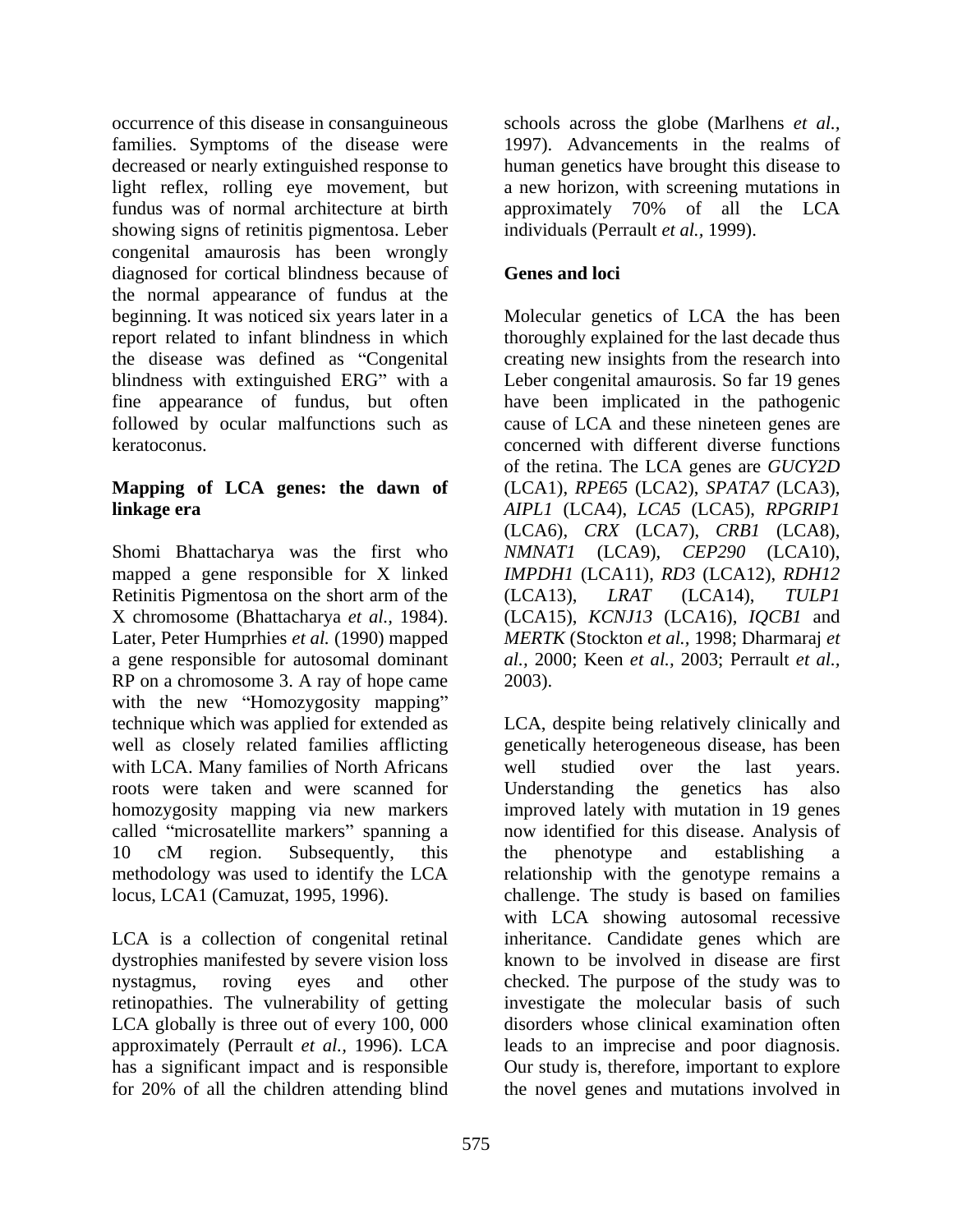occurrence of this disease in consanguineous families. Symptoms of the disease were decreased or nearly extinguished response to light reflex, rolling eye movement, but fundus was of normal architecture at birth showing signs of retinitis pigmentosa. Leber congenital amaurosis has been wrongly diagnosed for cortical blindness because of the normal appearance of fundus at the beginning. It was noticed six years later in a report related to infant blindness in which the disease was defined as "Congenital blindness with extinguished ERG" with a fine appearance of fundus, but often followed by ocular malfunctions such as keratoconus.

## Mapping of LCA genes: the dawn of linkage era

Shomi Bhattacharya was the first who mapped a gene responsible for X linked Retinitis Pigmentosa on the short arm of the X chromosome (Bhattacharya *et al.*, 1984). Later, Peter Humprhies *et al.* (1990) mapped a gene responsible for autosomal dominant RP on a chromosome 3. A ray of hope came with the new "Homozygosity mapping" technique which was applied for extended as well as closely related families afflicting with LCA. Many families of North Africans roots were taken and were scanned for homozygosity mapping via new markers called "microsatellite markers" spanning a 10 cM region. Subsequently, this methodology was used to identify the LCA locus, LCA1 (Camuzat, 1995, 1996).

LCA is a collection of congenital retinal dystrophies manifested by severe vision loss nystagmus, roving eyes and other retinopathies. The vulnerability of getting LCA globally is three out of every 100, 000 approximately (Perrault *et al.*, 1996). LCA has a significant impact and is responsible for 20% of all the children attending blind schools across the globe (Marlhens *et al.*, 1997). Advancements in the realms of human genetics have brought this disease to a new horizon, with screening mutations in approximately 70% of all the LCA individuals (Perrault *et al.*, 1999).

## Genes and loci

Molecular genetics of LCA the has been thoroughly explained for the last decade thus creating new insights from the research into Leber congenital amaurosis. So far 19 genes have been implicated in the pathogenic cause of LCA and these nineteen genes are concerned with different diverse functions of the retina. The LCA genes are *GUCY2D* (LCA1), *RPE65* (LCA2), *SPATA7* (LCA3), *AIPL1* (LCA4), *LCA5* (LCA5), *RPGRIP1* (LCA6), *CRX* (LCA7), *CRB1* (LCA8), *NMNAT1* (LCA9), *CEP290* (LCA10), *IMPDH1* (LCA11), *RD3* (LCA12), *RDH12* (LCA13), *LRAT* (LCA14), *TULP1* (LCA15), *KCNJ13* (LCA16), *IQCB1* and *MERTK* (Stockton *et al.*, 1998; Dharmaraj *et al.*, 2000; Keen *et al.*, 2003; Perrault *et al.*, 2003).

LCA, despite being relatively clinically and genetically heterogeneous disease, has been well studied over the last years. Understanding the genetics has also improved lately with mutation in 19 genes now identified for this disease. Analysis of the phenotype and establishing a relationship with the genotype remains a challenge. The study is based on families with LCA showing autosomal recessive inheritance. Candidate genes which are known to be involved in disease are first checked. The purpose of the study was to investigate the molecular basis of such disorders whose clinical examination often leads to an imprecise and poor diagnosis. Our study is, therefore, important to explore the novel genes and mutations involved in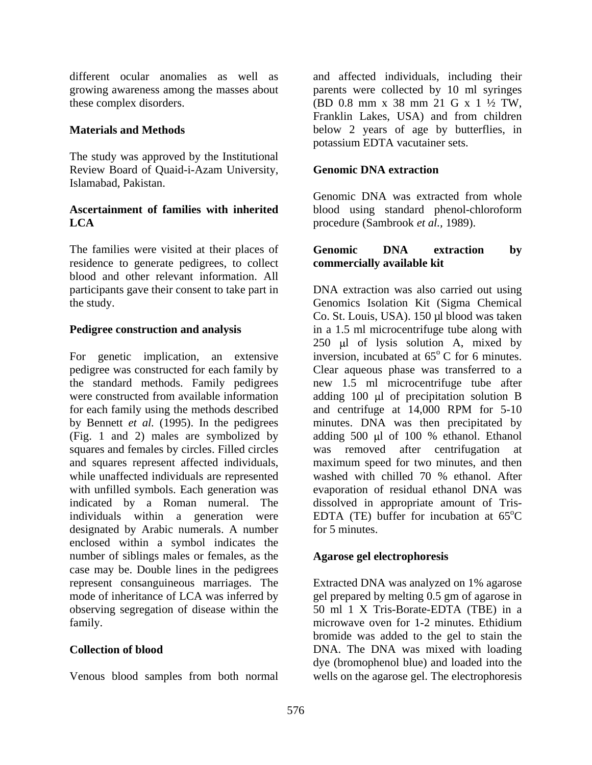different ocular anomalies as well as growing awareness among the masses about these complex disorders.

## Materials and Methods

The study was approved by the Institutional Review Board of Quaid-i-Azam University, Islamabad, Pakistan.

### Ascertainment of families with inherited LCA

The families were visited at their places of residence to generate pedigrees, to collect blood and other relevant information. All participants gave their consent to take part in the study.

### Pedigree construction and analysis

For genetic implication, an extensive pedigree was constructed for each family by the standard methods. Family pedigrees were constructed from available information for each family using the methods described by Bennett *et al.* (1995). In the pedigrees (Fig. 1 and 2) males are symbolized by squares and females by circles. Filled circles and squares represent affected individuals, while unaffected individuals are represented with unfilled symbols. Each generation was indicated by a Roman numeral. The individuals within a generation were designated by Arabic numerals. A number enclosed within a symbol indicates the number of siblings males or females, as the case may be. Double lines in the pedigrees represent consanguineous marriages. The mode of inheritance of LCA was inferred by observing segregation of disease within the family.

### Collection of blood

Venous blood samples from both normal and affected individuals, including their parents were collected by 10 ml syringes (BD 0.8 mm x 38 mm 21 G x 1 ½ TW, Franklin Lakes, USA) and from children below 2 years of age by butterflies, in potassium EDTA vacutainer sets.

### Genomic DNA extraction

Genomic DNA was extracted from whole blood using standard phenol-chloroform procedure (Sambrook *et al.*, 1989).

### Genomic DNA extraction by commercially available kit

DNA extraction was also carried out using Genomics Isolation Kit (Sigma Chemical Co. St. Louis, USA). 150 μl blood was taken in a 1.5 ml microcentrifuge tube along with 250 μl of lysis solution A, mixed by inversion, incubated at $65^{o}$ C for 6 minutes. Clear aqueous phase was transferred to a new 1.5 ml microcentrifuge tube after adding 100 μl of precipitation solution B and centrifuge at 14,000 RPM for 5-10 minutes. DNA was then precipitated by adding 500 μl of 100 % ethanol. Ethanol was removed after centrifugation at maximum speed for two minutes, and then washed with chilled 70 % ethanol. After evaporation of residual ethanol DNA was dissolved in appropriate amount of Tris-EDTA (TE) buffer for incubation at $65^{o}$C for 5 minutes.

### Agarose gel electrophoresis

Extracted DNA was analyzed on 1% agarose gel prepared by melting 0.5 gm of agarose in 50 ml 1 X Tris-Borate-EDTA (TBE) in a microwave oven for 1-2 minutes. Ethidium bromide was added to the gel to stain the DNA. The DNA was mixed with loading dye (bromophenol blue) and loaded into the wells on the agarose gel. The electrophoresis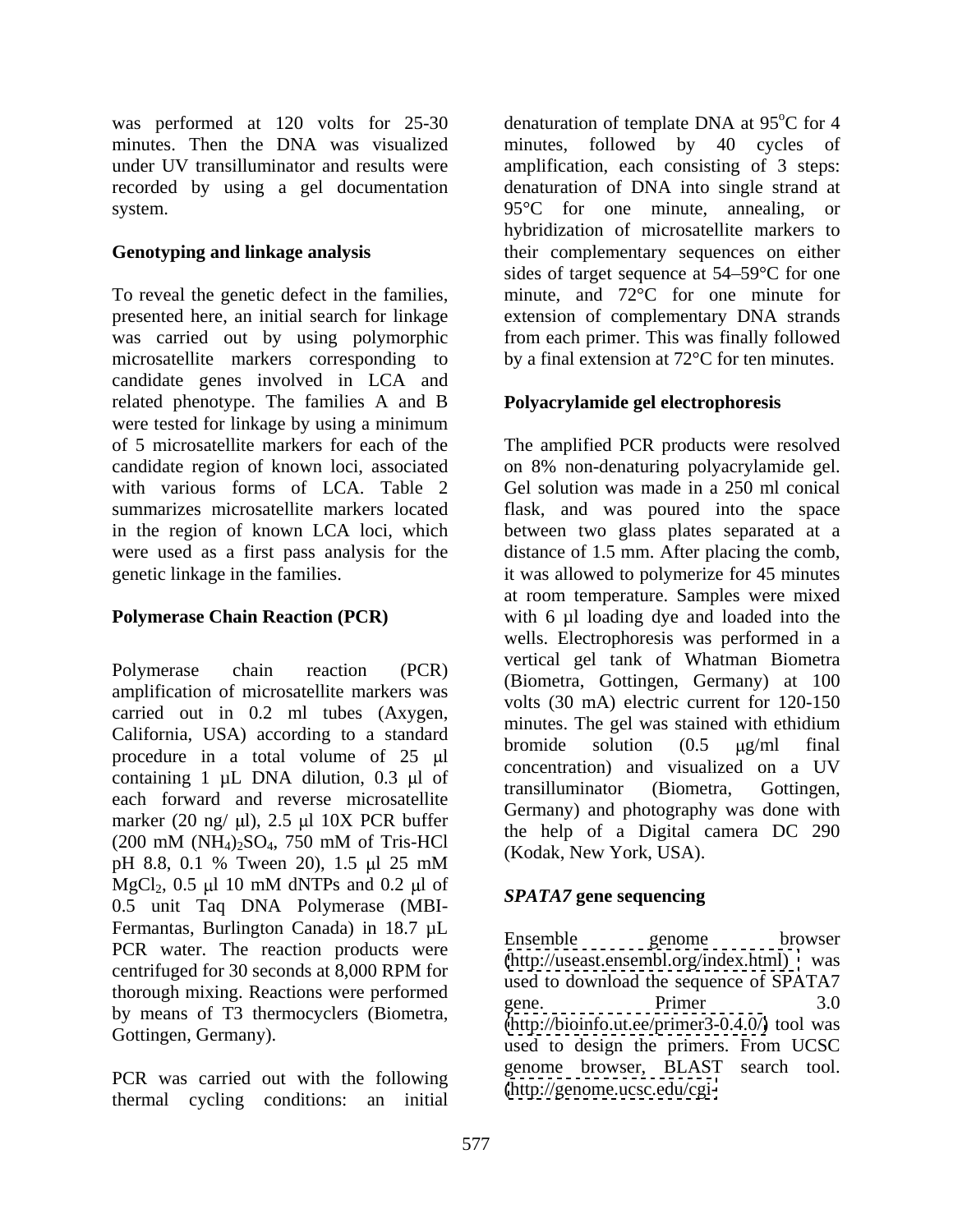was performed at 120 volts for 25-30 minutes. Then the DNA was visualized under UV transillumiator and results were recorded by using a gel documentation system.

**Genotyping and linkage analysis**

To reveal the genetic defect in the families, presented here, an initial search for linkage was carried out by using polymorphic microsatellite markers corresponding to candidate genes involved in LCA and related phenotype. The families A and B were tested for linkage by using a minimum of 5 microsatellite markers for each of the candidate region of known loci, associated with various forms of LCA. Table 2 summarizes microsatellite markers located in the region of known LCA loci, which were used as a first pass analysis for the genetic linkage in the families.

**Polymerase Chain Reaction (PCR)**

Polymerase chain reaction (PCR) amplification of microsatellite markers was carried out in 0.2 ml tubes (Axygen, California, USA) according to a standard procedure in a total volume of 25 μl containing 1 μL DNA dilution, 0.3 μl of each forward and reverse microsatellite marker (20 ng/ μl), 2.5 μl 10X PCR buffer (200 mM $(NH_4)_2SO_4$, 750 mM of Tris-HCl pH 8.8, 0.1 % Tween 20), 1.5 μl 25 mM $MgCl_2$, 0.5 μl 10 mM dNTPs and 0.2 μl of 0.5 unit Taq DNA Polymerase (MBI-Fermantas, Burlington Canada) in 18.7 μL PCR water. The reaction products were centrifuged for 30 seconds at 8,000 RPM for thorough mixing. Reactions were performed by means of T3 thermocyclers (Biometra, Gottingen, Germany).

PCR was carried out with the following thermal cycling conditions: an initial denaturation of template DNA at 95°C for 4 minutes, followed by 40 cycles of amplification, each consisting of 3 steps: denaturation of DNA into single strand at 95°C for one minute, annealing, or hybridization of microsatellite markers to their complementary sequences on either sides of target sequence at 54–59°C for one minute, and 72°C for one minute for extension of complementary DNA strands from each primer. This was finally followed by a final extension at 72°C for ten minutes.

**Polyacrylamide gel electrophoresis**

The amplified PCR products were resolved on 8% non-denaturing polyacrylamide gel. Gel solution was made in a 250 ml conical flask, and was poured into the space between two glass plates separated at a distance of 1.5 mm. After placing the comb, it was allowed to polymerize for 45 minutes at room temperature. Samples were mixed with 6 μl loading dye and loaded into the wells. Electrophoresis was performed in a vertical gel tank of Whatman Biometra (Biometra, Gottingen, Germany) at 100 volts (30 mA) electric current for 120-150 minutes. The gel was stained with ethidium bromide solution (0.5 μg/ml final concentration) and visualized on a UV transillumintor (Biometra, Gottingen, Germany) and photography was done with the help of a Digital camera DC 290 (Kodak, New York, USA).

***SPATA7* gene sequencing**

Ensemble genome browser (http://useast.ensembl.org/index.html) was used to download the sequence of SPATA7 gene. Primer 3.0 (http://bioinfo.ut.ee/primer3-0.4.0/) tool was used to design the primers. From UCSC genome browser, BLAST search tool. (http://genome.ucsc.edu/cgi-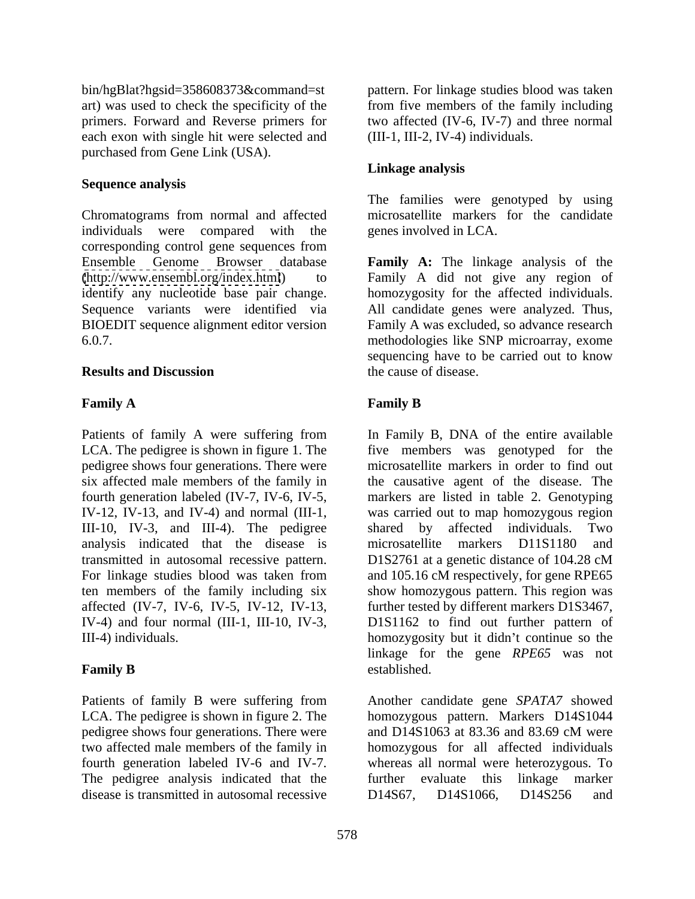bin/hgBlat?hgsid=358608373&command=start) was used to check the specificity of the primers. Forward and Reverse primers for each exon with single hit were selected and purchased from Gene Link (USA).

### Sequence analysis

Chromatograms from normal and affected individuals were compared with the corresponding control gene sequences from Ensemble Genome Browser database (http://www.ensembl.org/index.html) to identify any nucleotide base pair change. Sequence variants were identified via BIOEDIT sequence alignment editor version 6.0.7.

## Results and Discussion

### Family A

Patients of family A were suffering from LCA. The pedigree is shown in figure 1. The pedigree shows four generations. There were six affected male members of the family in fourth generation labeled (IV-7, IV-6, IV-5, IV-12, IV-13, and IV-4) and normal (III-1, III-10, IV-3, and III-4). The pedigree analysis indicated that the disease is transmitted in autosomal recessive pattern. For linkage studies blood was taken from ten members of the family including six affected (IV-7, IV-6, IV-5, IV-12, IV-13, IV-4) and four normal (III-1, III-10, IV-3, III-4) individuals.

### Family B

Patients of family B were suffering from LCA. The pedigree is shown in figure 2. The pedigree shows four generations. There were two affected male members of the family in fourth generation labeled IV-6 and IV-7. The pedigree analysis indicated that the disease is transmitted in autosomal recessive pattern. For linkage studies blood was taken from five members of the family including two affected (IV-6, IV-7) and three normal (III-1, III-2, IV-4) individuals.

### Linkage analysis

The families were genotyped by using microsatellite markers for the candidate genes involved in LCA.

**Family A:** The linkage analysis of the Family A did not give any region of homozygosity for the affected individuals. All candidate genes were analyzed. Thus, Family A was excluded, so advance research methodologies like SNP microarray, exome sequencing have to be carried out to know the cause of disease.

### Family B

In Family B, DNA of the entire available five members was genotyped for the microsatellite markers in order to find out the causative agent of the disease. The markers are listed in table 2. Genotyping was carried out to map homozygous region shared by affected individuals. Two microsatellite markers D11S1180 and D1S2761 at a genetic distance of 104.28 cM and 105.16 cM respectively, for gene RPE65 show homozygous pattern. This region was further tested by different markers D1S3467, D1S1162 to find out further pattern of homozygosity but it didn't continue so the linkage for the gene *RPE65* was not established.

Another candidate gene *SPATA7* showed homozygous pattern. Markers D14S1044 and D14S1063 at 83.36 and 83.69 cM were homozygous for all affected individuals whereas all normal were heterozygous. To further evaluate this linkage marker D14S67, D14S1066, D14S256 and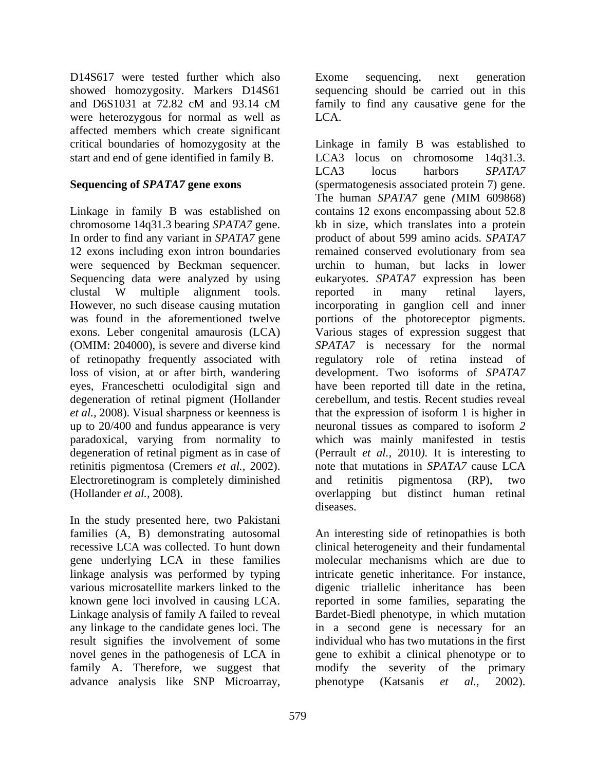D14S617 were tested further which also showed homozygosity. Markers D14S61 and D6S1031 at 72.82 cM and 93.14 cM were heterozygous for normal as well as affected members which create significant critical boundaries of homozygosity at the start and end of gene identified in family B.

**Sequencing of *SPATA7* gene exons**

Linkage in family B was established on chromosome 14q31.3 bearing *SPATA7* gene. In order to find any variant in *SPATA7* gene 12 exons including exon intron boundaries were sequenced by Beckman sequencer. Sequencing data were analyzed by using clustal W multiple alignment tools. However, no such disease causing mutation was found in the aforementioned twelve exons. Leber congenital amaurosis (LCA) (OMIM: 204000), is severe and diverse kind of retinopathy frequently associated with loss of vision, at or after birth, wandering eyes, Franceschetti oculodigital sign and degeneration of retinal pigment (Hollander *et al.,* 2008). Visual sharpness or keenness is up to 20/400 and fundus appearance is very paradoxical, varying from normality to degeneration of retinal pigment as in case of retinitis pigmentosa (Cremers *et al.,* 2002). Electroretinogram is completely diminished (Hollander *et al.,* 2008).

In the study presented here, two Pakistani families (A, B) demonstrating autosomal recessive LCA was collected. To hunt down gene underlying LCA in these families linkage analysis was performed by typing various microsatellite markers linked to the known gene loci involved in causing LCA. Linkage analysis of family A failed to reveal any linkage to the candidate genes loci. The result signifies the involvement of some novel genes in the pathogenesis of LCA in family A. Therefore, we suggest that advance analysis like SNP Microarray, Exome sequencing, next generation sequencing should be carried out in this family to find any causative gene for the LCA.

Linkage in family B was established to LCA3 locus on chromosome 14q31.3. LCA3 locus harbors *SPATA7* (spermatogenesis associated protein 7) gene. The human *SPATA7* gene *(*MIM 609868) contains 12 exons encompassing about 52.8 kb in size, which translates into a protein product of about 599 amino acids. *SPATA7* remained conserved evolutionary from sea urchin to human, but lacks in lower eukaryotes. *SPATA7* expression has been reported in many retinal layers, incorporating in ganglion cell and inner portions of the photoreceptor pigments. Various stages of expression suggest that *SPATA7* is necessary for the normal regulatory role of retina instead of development. Two isoforms of *SPATA7* have been reported till date in the retina, cerebellum, and testis. Recent studies reveal that the expression of isoform 1 is higher in neuronal tissues as compared to isoform *2* which was mainly manifested in testis (Perrault *et al.,* 2010*).* It is interesting to note that mutations in *SPATA7* cause LCA and retinitis pigmentosa (RP), two overlapping but distinct human retinal diseases.

An interesting side of retinopathies is both clinical heterogeneity and their fundamental molecular mechanisms which are due to intricate genetic inheritance. For instance, digenic triallelic inheritance has been reported in some families, separating the Bardet-Biedl phenotype, in which mutation in a second gene is necessary for an individual who has two mutations in the first gene to exhibit a clinical phenotype or to modify the severity of the primary phenotype (Katsanis *et al.,* 2002).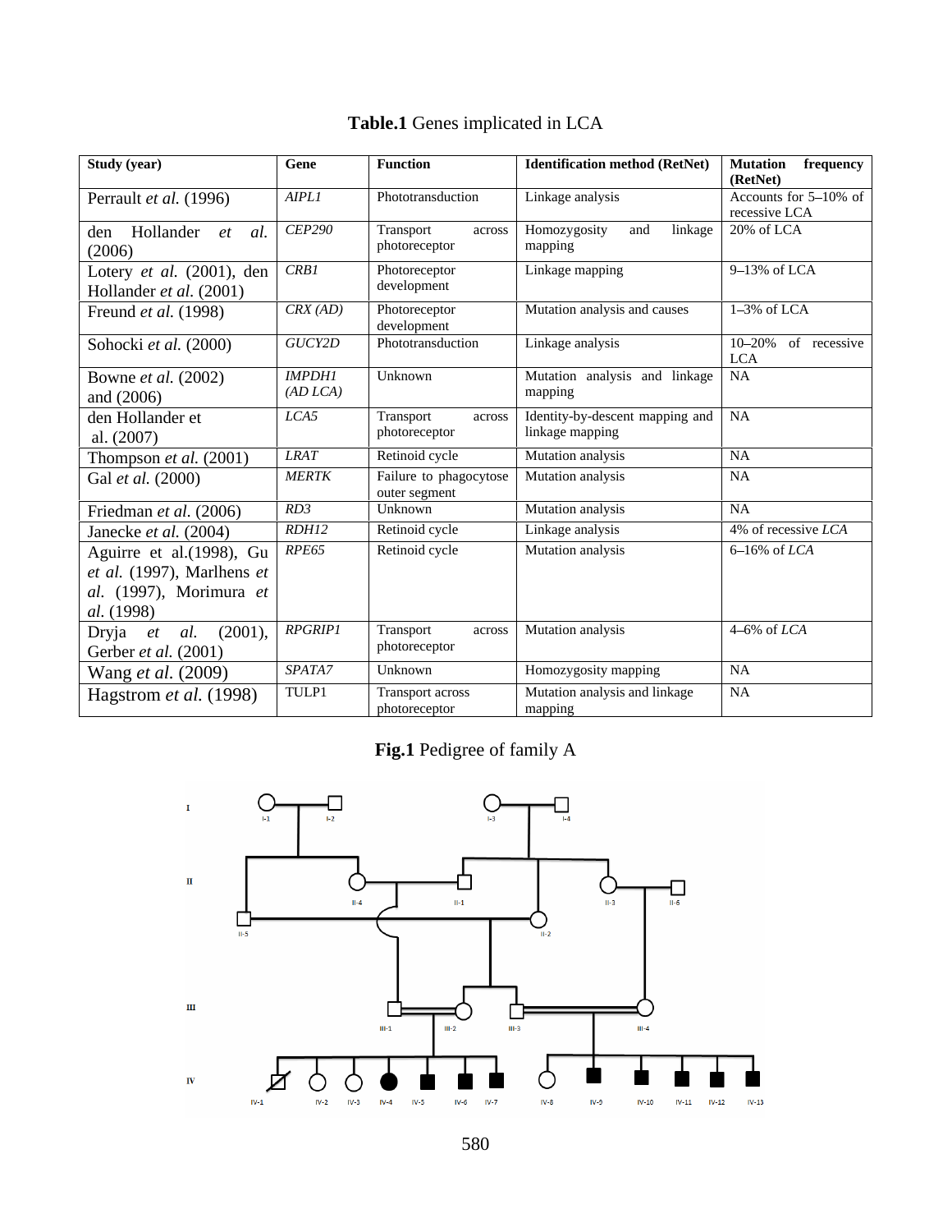**Table.1** Genes implicated in LCA

| Study (year) | Gene | Function | Identification method (RetNet) | Mutation frequency (RetNet) |
|---|---|---|---|---|
| Perrault *et al.* (1996) | *AIPL1* | Phototransduction | Linkage analysis | Accounts for 5–10% of recessive LCA |
| den Hollander *et al.* (2006) | *CEP290* | Transport across photoreceptor | Homozygosity and linkage mapping | 20% of LCA |
| Lotery *et al.* (2001), den Hollander *et al.* (2001) | *CRB1* | Photoreceptor development | Linkage mapping | 9–13% of LCA |
| Freund *et al.* (1998) | *CRX (AD)* | Photoreceptor development | Mutation analysis and causes | 1–3% of LCA |
| Sohocki *et al.* (2000) | *GUCY2D* | Phototransduction | Linkage analysis | 10–20% of recessive LCA |
| Bowne *et al.* (2002) and (2006) | *IMPDH1 (AD LCA)* | Unknown | Mutation analysis and linkage mapping | NA |
| den Hollander et al. (2007) | *LCA5* | Transport across photoreceptor | Identity-by-descent mapping and linkage mapping | NA |
| Thompson *et al.* (2001) | *LRAT* | Retinoid cycle | Mutation analysis | NA |
| Gal *et al.* (2000) | *MERTK* | Failure to phagocytose outer segment | Mutation analysis | NA |
| Friedman *et al.* (2006) | *RD3* | Unknown | Mutation analysis | NA |
| Janecke *et al.* (2004) | *RDH12* | Retinoid cycle | Linkage analysis | 4% of recessive *LCA* |
| Aguirre et al.(1998), Gu *et al.* (1997), Marlhens *et al.* (1997), Morimura *et al.* (1998) | *RPE65* | Retinoid cycle | Mutation analysis | 6–16% of *LCA* |
| Dryja *et al.* (2001), Gerber *et al.* (2001) | *RPGRIP1* | Transport across photoreceptor | Mutation analysis | 4–6% of *LCA* |
| Wang *et al.* (2009) | *SPATA7* | Unknown | Homozygosity mapping | NA |
| Hagstrom *et al.* (1998) | TULP1 | Transport across photoreceptor | Mutation analysis and linkage mapping | NA |

**Fig.1** Pedigree of family A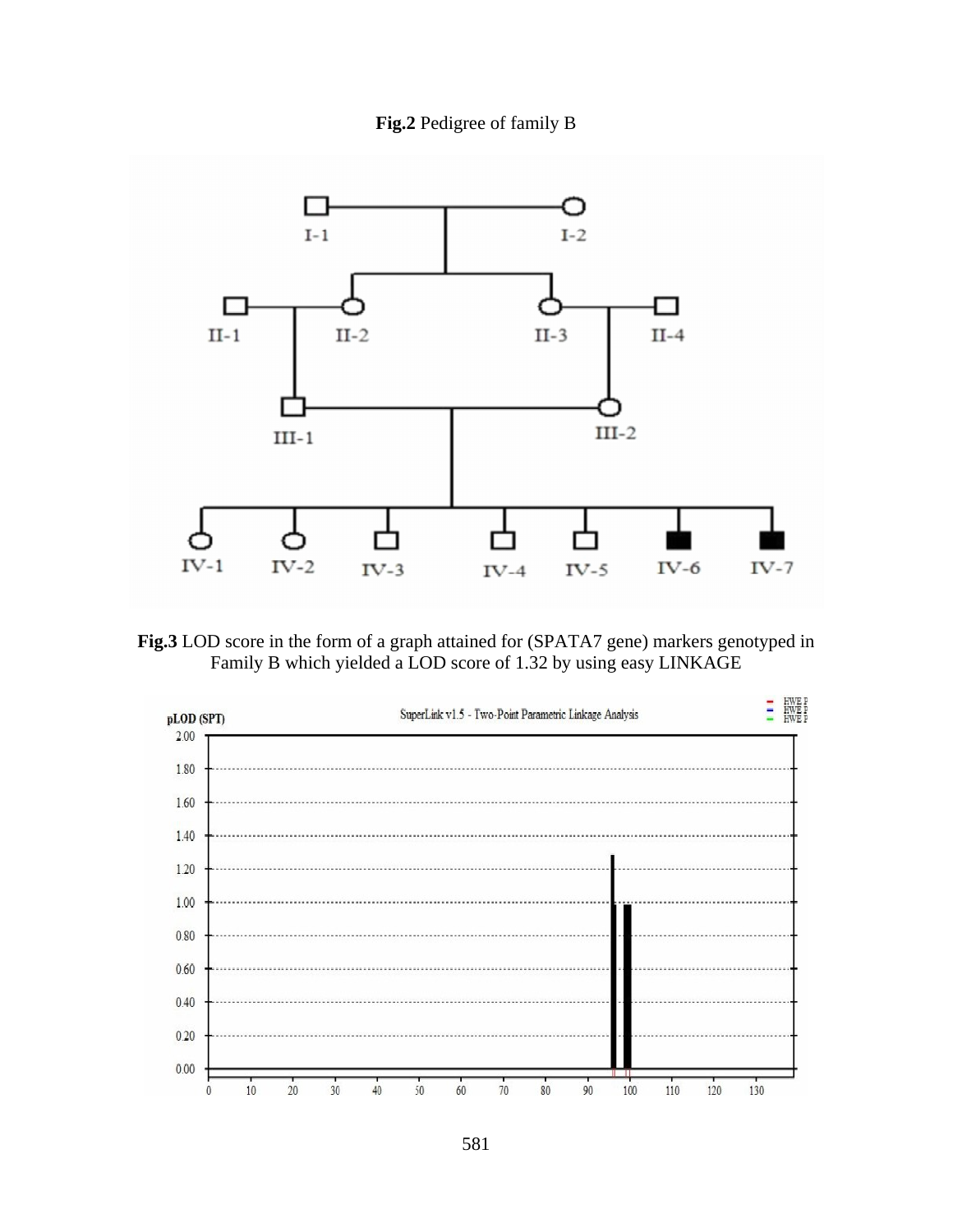**Fig.2** Pedigree of family B

**Fig.3** LOD score in the form of a graph attained for (SPATA7 gene) markers genotyped in Family B which yielded a LOD score of 1.32 by using easy LINKAGE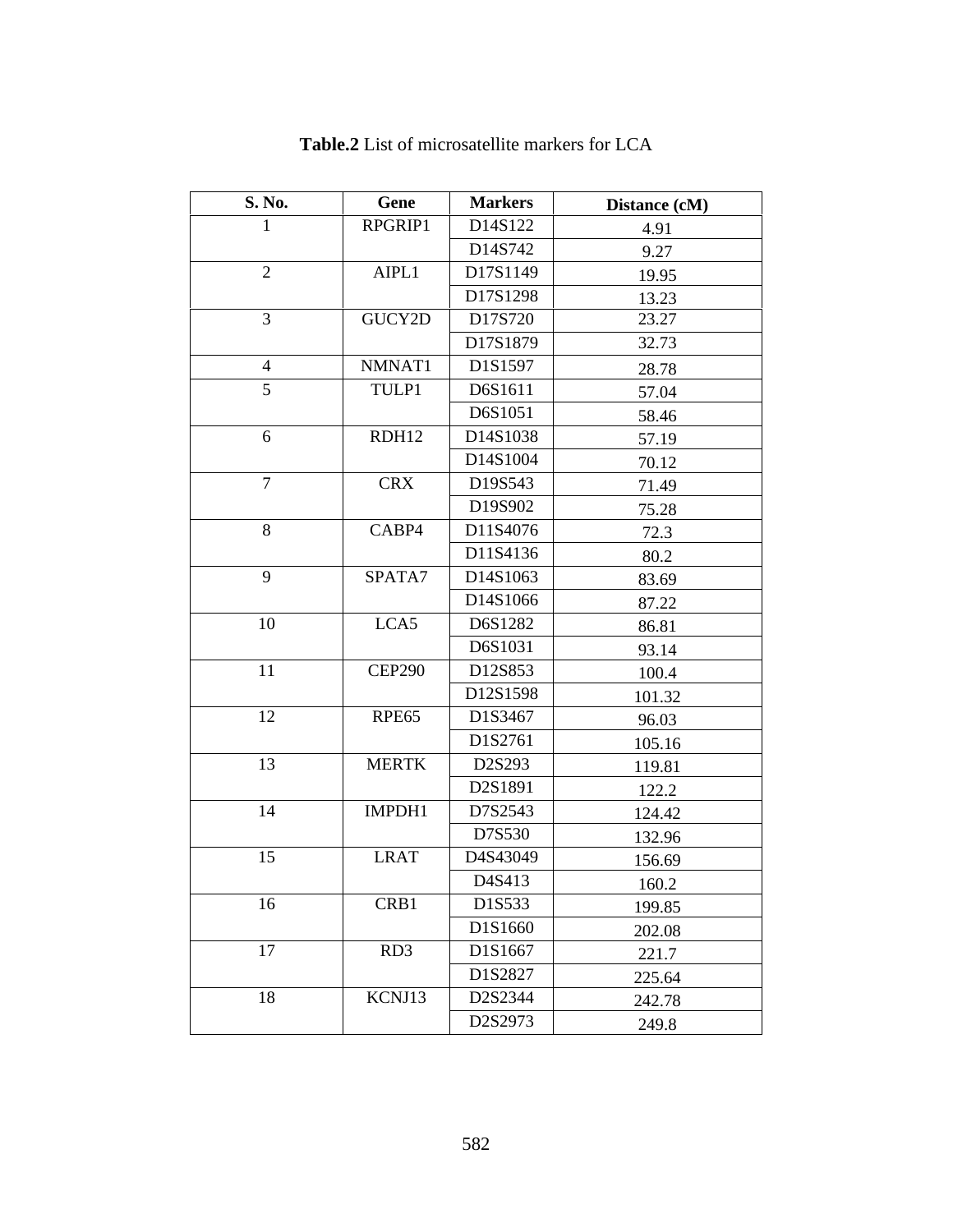**Table.2** List of microsatellite markers for LCA

| S. No. | Gene | Markers | Distance (cM) |
|---|---|---|---|
| 1 | RPGRIP1 | D14S122 | 4.91 |
| | | D14S742 | 9.27 |
| 2 | AIPL1 | D17S1149 | 19.95 |
| | | D17S1298 | 13.23 |
| 3 | GUCY2D | D17S720 | 23.27 |
| | | D17S1879 | 32.73 |
| 4 | NMNAT1 | D1S1597 | 28.78 |
| 5 | TULP1 | D6S1611 | 57.04 |
| | | D6S1051 | 58.46 |
| 6 | RDH12 | D14S1038 | 57.19 |
| | | D14S1004 | 70.12 |
| 7 | CRX | D19S543 | 71.49 |
| | | D19S902 | 75.28 |
| 8 | CABP4 | D11S4076 | 72.3 |
| | | D11S4136 | 80.2 |
| 9 | SPATA7 | D14S1063 | 83.69 |
| | | D14S1066 | 87.22 |
| 10 | LCA5 | D6S1282 | 86.81 |
| | | D6S1031 | 93.14 |
| 11 | CEP290 | D12S853 | 100.4 |
| | | D12S1598 | 101.32 |
| 12 | RPE65 | D1S3467 | 96.03 |
| | | D1S2761 | 105.16 |
| 13 | MERTK | D2S293 | 119.81 |
| | | D2S1891 | 122.2 |
| 14 | IMPDH1 | D7S2543 | 124.42 |
| | | D7S530 | 132.96 |
| 15 | LRAT | D4S43049 | 156.69 |
| | | D4S413 | 160.2 |
| 16 | CRB1 | D1S533 | 199.85 |
| | | D1S1660 | 202.08 |
| 17 | RD3 | D1S1667 | 221.7 |
| | | D1S2827 | 225.64 |
| 18 | KCNJ13 | D2S2344 | 242.78 |
| | | D2S2973 | 249.8 |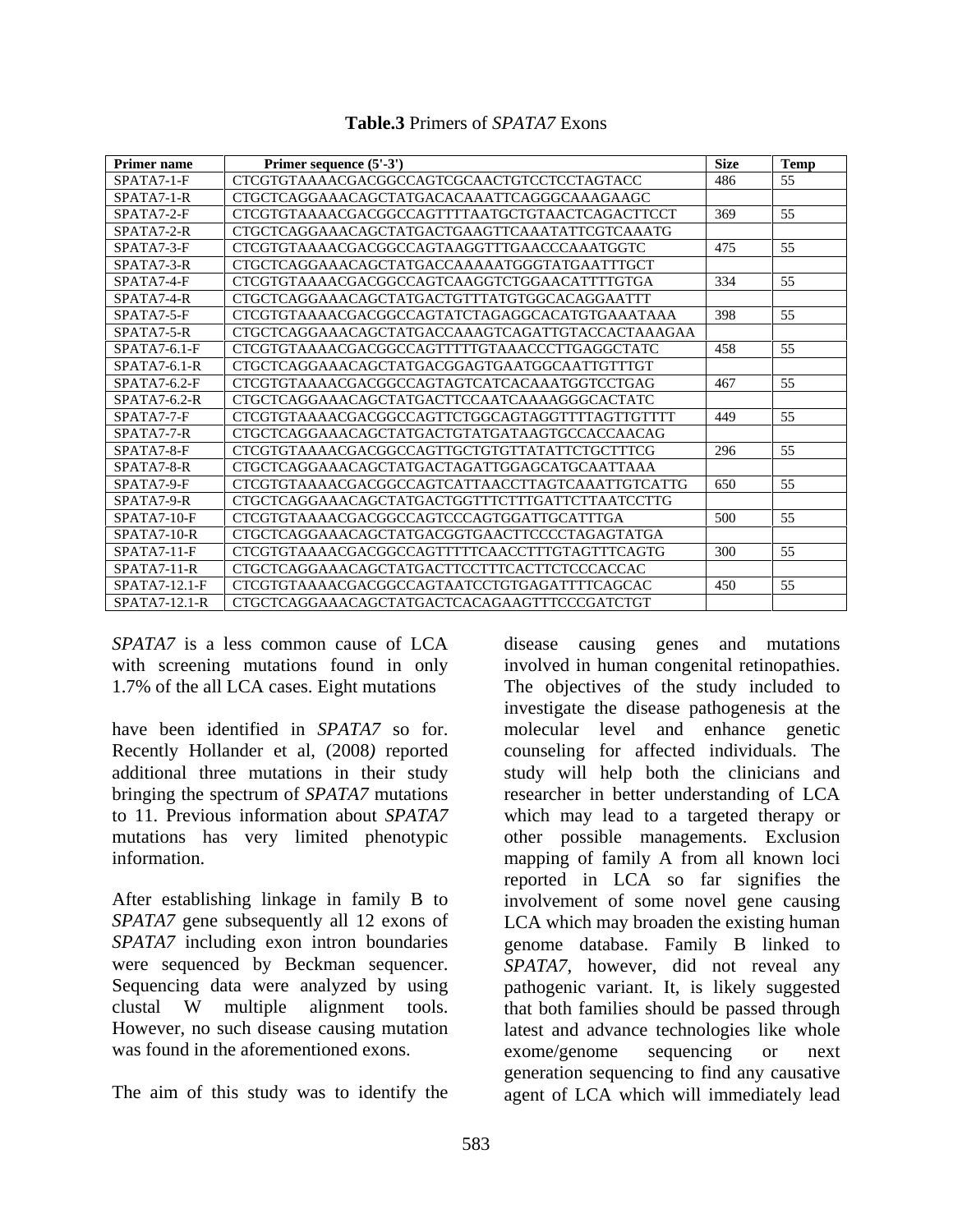**Table.3** Primers of *SPATA7* Exons

| Primer name | Primer sequence (5'-3') | Size | Temp |
|---|---|---|---|
| SPATA7-1-F | CTCGTGTAAAACGACGGCCAGTCGCAACTGTCCTCCTAGTACC | 486 | 55 |
| SPATA7-1-R | CTGCTCAGGAAACAGCTATGACACAAATTCAGGGCAAAGAAGC | | |
| SPATA7-2-F | CTCGTGTAAAACGACGGCCAGTTTTAATGCTGTAACTCAGACTTCCT | 369 | 55 |
| SPATA7-2-R | CTGCTCAGGAAACAGCTATGACTGAAGTTCAAATATTCGTCAAATG | | |
| SPATA7-3-F | CTCGTGTAAAACGACGGCCAGTAAGGTTTGAACCCAAATGGTC | 475 | 55 |
| SPATA7-3-R | CTGCTCAGGAAACAGCTATGACCAAAAATGGGTATGAATTTGCT | | |
| SPATA7-4-F | CTCGTGTAAAACGACGGCCAGTCAAGGTCTGGAACATTTTGTGA | 334 | 55 |
| SPATA7-4-R | CTGCTCAGGAAACAGCTATGACTGTTTATGTGGCACAGGAATTT | | |
| SPATA7-5-F | CTCGTGTAAAACGACGGCCAGTATCTAGAGGCACATGTGAAATAAA | 398 | 55 |
| SPATA7-5-R | CTGCTCAGGAAACAGCTATGACCAAAGTCAGATTGTACCACTAAAGAA | | |
| SPATA7-6.1-F | CTCGTGTAAAACGACGGCCAGTTTTTGTAAACCCTTGAGGCTATC | 458 | 55 |
| SPATA7-6.1-R | CTGCTCAGGAAACAGCTATGACGGAGTGAATGGCAATTGTTTGT | | |
| SPATA7-6.2-F | CTCGTGTAAAACGACGGCCAGTAGTCATCACAAATGGTCCTGAG | 467 | 55 |
| SPATA7-6.2-R | CTGCTCAGGAAACAGCTATGACTTCCAATCAAAAGGGCACTATC | | |
| SPATA7-7-F | CTCGTGTAAAACGACGGCCAGTTCTGGCAGTAGGTTTTAGTTGTTTT | 449 | 55 |
| SPATA7-7-R | CTGCTCAGGAAACAGCTATGACTGTATGATAAGTGCCACCAACAG | | |
| SPATA7-8-F | CTCGTGTAAAACGACGGCCAGTTGCTGTGTTATATTCTGCTTTCG | 296 | 55 |
| SPATA7-8-R | CTGCTCAGGAAACAGCTATGACTAGATTGGAGCATGCAATTAAA | | |
| SPATA7-9-F | CTCGTGTAAAACGACGGCCAGTCATTAACCTTAGTCAAATTGTCATTG | 650 | 55 |
| SPATA7-9-R | CTGCTCAGGAAACAGCTATGACTGGTTTCTTTGATTCTTAATCCTTG | | |
| SPATA7-10-F | CTCGTGTAAAACGACGGCCAGTCCCAGTGGATTGCATTTGA | 500 | 55 |
| SPATA7-10-R | CTGCTCAGGAAACAGCTATGACGGTGAACTTCCCCTAGAGTATGA | | |
| SPATA7-11-F | CTCGTGTAAAACGACGGCCAGTTTTTCAACCTTTGTAGTTTCAGTG | 300 | 55 |
| SPATA7-11-R | CTGCTCAGGAAACAGCTATGACTTCCTTTCACTTCTCCCACCAC | | |
| SPATA7-12.1-F | CTCGTGTAAAACGACGGCCAGTAATCCTGTGAGATTTTCAGCAC | 450 | 55 |
| SPATA7-12.1-R | CTGCTCAGGAAACAGCTATGACTCACAGAAGTTTCCCGATCTGT | | |

*SPATA7* is a less common cause of LCA with screening mutations found in only 1.7% of the all LCA cases. Eight mutations

have been identified in *SPATA7* so for. Recently Hollander et al, (2008*)* reported additional three mutations in their study bringing the spectrum of *SPATA7* mutations to 11. Previous information about *SPATA7* mutations has very limited phenotypic information.

After establishing linkage in family B to *SPATA7* gene subsequently all 12 exons of *SPATA7* including exon intron boundaries were sequenced by Beckman sequencer. Sequencing data were analyzed by using clustal W multiple alignment tools. However, no such disease causing mutation was found in the aforementioned exons.

The aim of this study was to identify the disease causing genes and mutations involved in human congenital retinopathies. The objectives of the study included to investigate the disease pathogenesis at the molecular level and enhance genetic counseling for affected individuals. The study will help both the clinicians and researcher in better understanding of LCA which may lead to a targeted therapy or other possible managements. Exclusion mapping of family A from all known loci reported in LCA so far signifies the involvement of some novel gene causing LCA which may broaden the existing human genome database. Family B linked to *SPATA7*, however, did not reveal any pathogenic variant. It, is likely suggested that both families should be passed through latest and advance technologies like whole exome/genome sequencing or next generation sequencing to find any causative agent of LCA which will immediately lead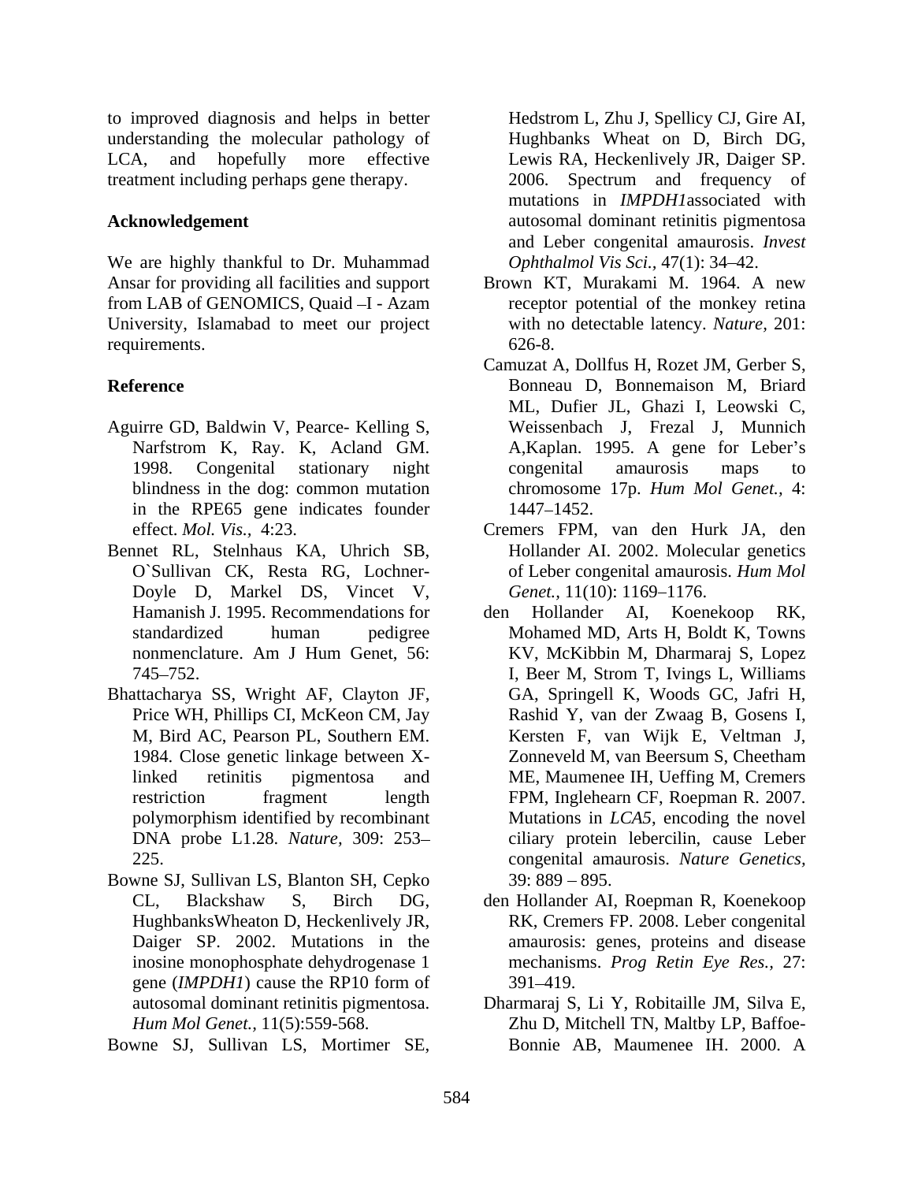to improved diagnosis and helps in better understanding the molecular pathology of LCA, and hopefully more effective treatment including perhaps gene therapy.

## Acknowledgement

We are highly thankful to Dr. Muhammad Ansar for providing all facilities and support from LAB of GENOMICS, Quaid –I - Azam University, Islamabad to meet our project requirements.

## Reference

Aguirre GD, Baldwin V, Pearce- Kelling S, Narfstrom K, Ray. K, Acland GM. 1998. Congenital stationary night blindness in the dog: common mutation in the RPE65 gene indicates founder effect. *Mol. Vis.,* 4:23.

Bennet RL, Stelnhaus KA, Uhrich SB, O`Sullivan CK, Resta RG, Lochner-Doyle D, Markel DS, Vincet V, Hamanish J. 1995. Recommendations for standardized human pedigree nonmenclature. Am J Hum Genet, 56: 745–752.

Bhattacharya SS, Wright AF, Clayton JF, Price WH, Phillips CI, McKeon CM, Jay M, Bird AC, Pearson PL, Southern EM. 1984. Close genetic linkage between X-linked retinitis pigmentosa and restriction fragment length polymorphism identified by recombinant DNA probe L1.28. *Nature,* 309: 253–225.

Bowne SJ, Sullivan LS, Blanton SH, Cepko CL, Blackshaw S, Birch DG, HughbanksWheaton D, Heckenlively JR, Daiger SP. 2002. Mutations in the inosine monophosphate dehydrogenase 1 gene (*IMPDH1*) cause the RP10 form of autosomal dominant retinitis pigmentosa. *Hum Mol Genet.,* 11(5):559-568.

Bowne SJ, Sullivan LS, Mortimer SE, Hedstrom L, Zhu J, Spellicy CJ, Gire AI, Hughbanks Wheat on D, Birch DG, Lewis RA, Heckenlively JR, Daiger SP. 2006. Spectrum and frequency of mutations in *IMPDH1*associated with autosomal dominant retinitis pigmentosa and Leber congenital amaurosis. *Invest Ophthalmol Vis Sci.,* 47(1): 34–42.

Brown KT, Murakami M. 1964. A new receptor potential of the monkey retina with no detectable latency. *Nature,* 201: 626-8.

Camuzat A, Dollfus H, Rozet JM, Gerber S, Bonneau D, Bonnemaison M, Briard ML, Dufier JL, Ghazi I, Leowski C, Weissenbach J, Frezal J, Munnich A,Kaplan. 1995. A gene for Leber's congenital amaurosis maps to chromosome 17p. *Hum Mol Genet.,* 4: 1447–1452.

Cremers FPM, van den Hurk JA, den Hollander AI. 2002. Molecular genetics of Leber congenital amaurosis. *Hum Mol Genet.,* 11(10): 1169–1176.

den Hollander AI, Koenekoop RK, Mohamed MD, Arts H, Boldt K, Towns KV, McKibbin M, Dharmaraj S, Lopez I, Beer M, Strom T, Ivings L, Williams GA, Springell K, Woods GC, Jafri H, Rashid Y, van der Zwaag B, Gosens I, Kersten F, van Wijk E, Veltman J, Zonneveld M, van Beersum S, Cheetham ME, Maumenee IH, Ueffing M, Cremers FPM, Inglehearn CF, Roepman R. 2007. Mutations in *LCA5*, encoding the novel ciliary protein lebercilin, cause Leber congenital amaurosis. *Nature Genetics,* 39: 889 – 895.

den Hollander AI, Roepman R, Koenekoop RK, Cremers FP. 2008. Leber congenital amaurosis: genes, proteins and disease mechanisms. *Prog Retin Eye Res.,* 27: 391–419.

Dharmaraj S, Li Y, Robitaille JM, Silva E, Zhu D, Mitchell TN, Maltby LP, Baffoe-Bonnie AB, Maumenee IH. 2000. A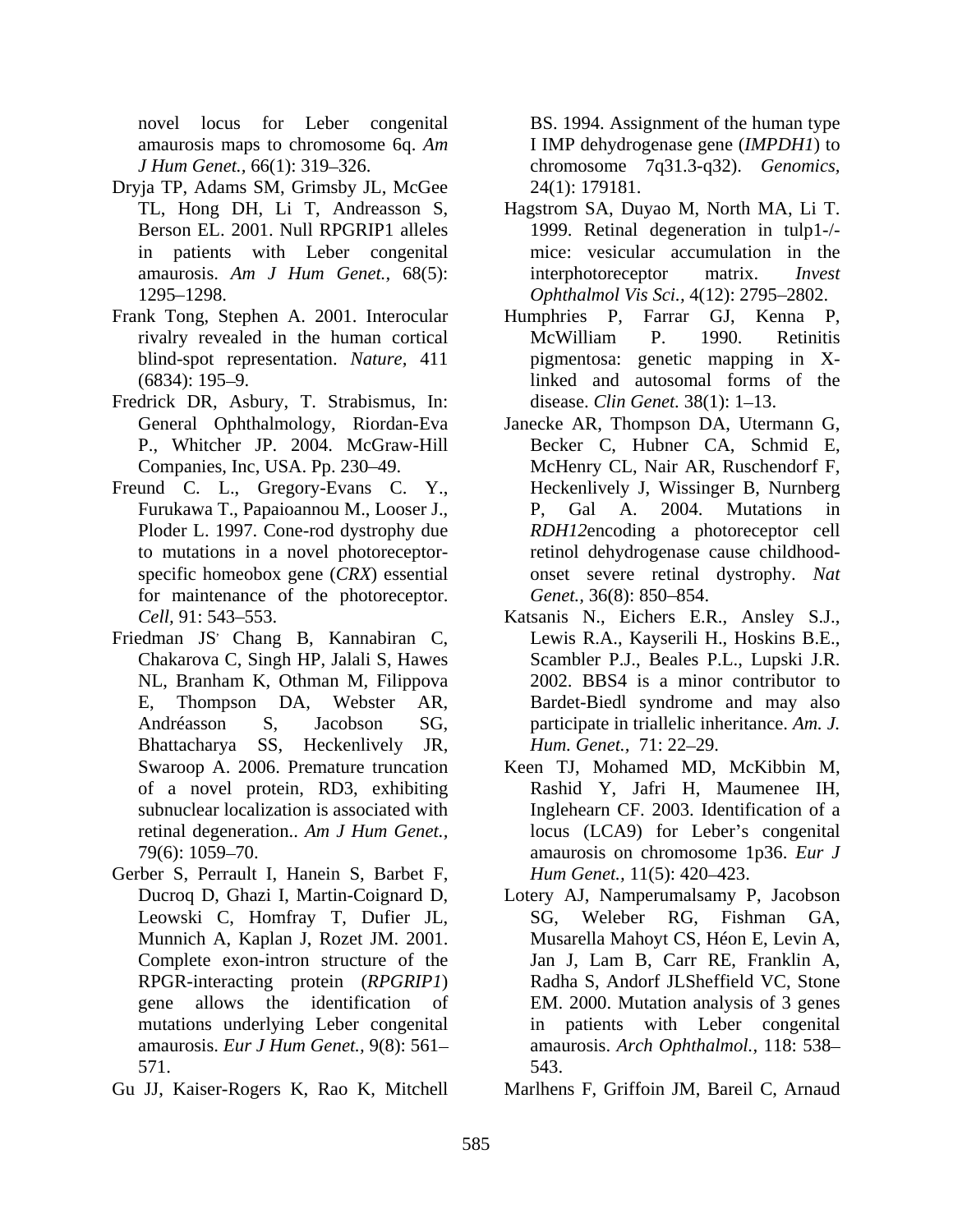novel locus for Leber congenital amaurosis maps to chromosome 6q. *Am J Hum Genet.,* 66(1): 319–326.

Dryja TP, Adams SM, Grimsby JL, McGee TL, Hong DH, Li T, Andreasson S, Berson EL. 2001. Null RPGRIP1 alleles in patients with Leber congenital amaurosis. *Am J Hum Genet.,* 68(5): 1295–1298.

Frank Tong, Stephen A. 2001. Interocular rivalry revealed in the human cortical blind-spot representation. *Nature,* 411 (6834): 195–9.

Fredrick DR, Asbury, T. Strabismus, In: General Ophthalmology, Riordan-Eva P., Whitcher JP. 2004. McGraw-Hill Companies, Inc, USA. Pp. 230–49.

Freund C. L., Gregory-Evans C. Y., Furukawa T., Papaioannou M., Looser J., Ploder L. 1997. Cone-rod dystrophy due to mutations in a novel photoreceptor-specific homeobox gene (*CRX*) essential for maintenance of the photoreceptor. *Cell,* 91: 543–553.

Friedman JS, Chang B, Kannabiran C, Chakarova C, Singh HP, Jalali S, Hawes NL, Branham K, Othman M, Filippova E, Thompson DA, Webster AR, Andréasson S, Jacobson SG, Bhattacharya SS, Heckenlively JR, Swaroop A. 2006. Premature truncation of a novel protein, RD3, exhibiting subnuclear localization is associated with retinal degeneration.. *Am J Hum Genet.,* 79(6): 1059–70.

Gerber S, Perrault I, Hanein S, Barbet F, Ducroq D, Ghazi I, Martin-Coignard D, Leowski C, Homfray T, Dufier JL, Munnich A, Kaplan J, Rozet JM. 2001. Complete exon-intron structure of the RPGR-interacting protein (*RPGRIP1*) gene allows the identification of mutations underlying Leber congenital amaurosis. *Eur J Hum Genet.,* 9(8): 561–571.

Gu JJ, Kaiser-Rogers K, Rao K, Mitchell BS. 1994. Assignment of the human type I IMP dehydrogenase gene (*IMPDH1*) to chromosome 7q31.3-q32). *Genomics,* 24(1): 179181.

Hagstrom SA, Duyao M, North MA, Li T. 1999. Retinal degeneration in tulp1-/- mice: vesicular accumulation in the interphotoreceptor matrix. *Invest Ophthalmol Vis Sci.,* 4(12): 2795–2802.

Humphries P, Farrar GJ, Kenna P, McWilliam P. 1990. Retinitis pigmentosa: genetic mapping in X-linked and autosomal forms of the disease. *Clin Genet.* 38(1): 1–13.

Janecke AR, Thompson DA, Utermann G, Becker C, Hubner CA, Schmid E, McHenry CL, Nair AR, Ruschendorf F, Heckenlively J, Wissinger B, Nurnberg P, Gal A. 2004. Mutations in *RDH12*encoding a photoreceptor cell retinol dehydrogenase cause childhood-onset severe retinal dystrophy. *Nat Genet.,* 36(8): 850–854.

Katsanis N., Eichers E.R., Ansley S.J., Lewis R.A., Kayserili H., Hoskins B.E., Scambler P.J., Beales P.L., Lupski J.R. 2002. BBS4 is a minor contributor to Bardet-Biedl syndrome and may also participate in triallelic inheritance. *Am. J. Hum. Genet.,* 71: 22–29.

Keen TJ, Mohamed MD, McKibbin M, Rashid Y, Jafri H, Maumenee IH, Inglehearn CF. 2003. Identification of a locus (LCA9) for Leber's congenital amaurosis on chromosome 1p36. *Eur J Hum Genet.,* 11(5): 420–423.

Lotery AJ, Namperumalsamy P, Jacobson SG, Weleber RG, Fishman GA, Musarella Mahoyt CS, Héon E, Levin A, Jan J, Lam B, Carr RE, Franklin A, Radha S, Andorf JLSheffield VC, Stone EM. 2000. Mutation analysis of 3 genes in patients with Leber congenital amaurosis. *Arch Ophthalmol.,* 118: 538–543.

Marlhens F, Griffoin JM, Bareil C, Arnaud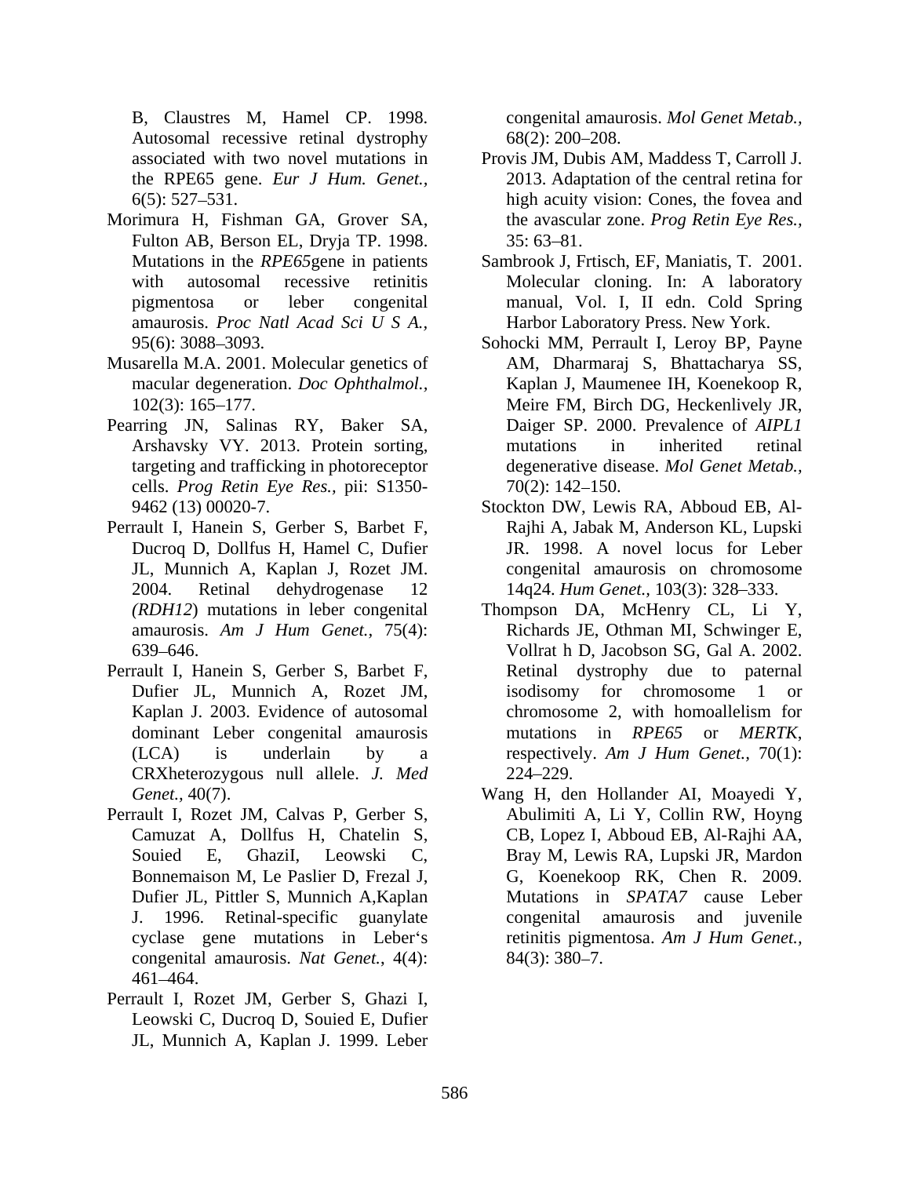B, Claustres M, Hamel CP. 1998. Autosomal recessive retinal dystrophy associated with two novel mutations in the RPE65 gene. *Eur J Hum. Genet.,* 6(5): 527–531.

Morimura H, Fishman GA, Grover SA, Fulton AB, Berson EL, Dryja TP. 1998. Mutations in the *RPE65*gene in patients with autosomal recessive retinitis pigmentosa or leber congenital amaurosis. *Proc Natl Acad Sci U S A.,* 95(6): 3088–3093.

Musarella M.A. 2001. Molecular genetics of macular degeneration. *Doc Ophthalmol.,* 102(3): 165–177.

Pearring JN, Salinas RY, Baker SA, Arshavsky VY. 2013. Protein sorting, targeting and trafficking in photoreceptor cells. *Prog Retin Eye Res.,* pii: S1350-9462 (13) 00020-7.

Perrault I, Hanein S, Gerber S, Barbet F, Ducroq D, Dollfus H, Hamel C, Dufier JL, Munnich A, Kaplan J, Rozet JM. 2004. Retinal dehydrogenase 12 *(RDH12*) mutations in leber congenital amaurosis. *Am J Hum Genet.,* 75(4): 639–646.

Perrault I, Hanein S, Gerber S, Barbet F, Dufier JL, Munnich A, Rozet JM, Kaplan J. 2003. Evidence of autosomal dominant Leber congenital amaurosis (LCA) is underlain by a CRXheterozygous null allele. *J. Med Genet.,* 40(7).

Perrault I, Rozet JM, Calvas P, Gerber S, Camuzat A, Dollfus H, Chatelin S, Souied E, GhaziI, Leowski C, Bonnemaison M, Le Paslier D, Frezal J, Dufier JL, Pittler S, Munnich A,Kaplan J. 1996. Retinal-specific guanylate cyclase gene mutations in Leber's congenital amaurosis. *Nat Genet.,* 4(4): 461–464.

Perrault I, Rozet JM, Gerber S, Ghazi I, Leowski C, Ducroq D, Souied E, Dufier JL, Munnich A, Kaplan J. 1999. Leber congenital amaurosis. *Mol Genet Metab.,* 68(2): 200–208.

Provis JM, Dubis AM, Maddess T, Carroll J. 2013. Adaptation of the central retina for high acuity vision: Cones, the fovea and the avascular zone. *Prog Retin Eye Res.,* 35: 63–81.

Sambrook J, Frtisch, EF, Maniatis, T. 2001. Molecular cloning. In: A laboratory manual, Vol. I, II edn. Cold Spring Harbor Laboratory Press. New York.

Sohocki MM, Perrault I, Leroy BP, Payne AM, Dharmaraj S, Bhattacharya SS, Kaplan J, Maumenee IH, Koenekoop R, Meire FM, Birch DG, Heckenlively JR, Daiger SP. 2000. Prevalence of *AIPL1* mutations in inherited retinal degenerative disease. *Mol Genet Metab.,* 70(2): 142–150.

Stockton DW, Lewis RA, Abboud EB, Al-Rajhi A, Jabak M, Anderson KL, Lupski JR. 1998. A novel locus for Leber congenital amaurosis on chromosome 14q24. *Hum Genet.,* 103(3): 328–333.

Thompson DA, McHenry CL, Li Y, Richards JE, Othman MI, Schwinger E, Vollrat h D, Jacobson SG, Gal A. 2002. Retinal dystrophy due to paternal isodisomy for chromosome 1 or chromosome 2, with homoallelism for mutations in *RPE65* or *MERTK*, respectively. *Am J Hum Genet.,* 70(1): 224–229.

Wang H, den Hollander AI, Moayedi Y, Abulimiti A, Li Y, Collin RW, Hoyng CB, Lopez I, Abboud EB, Al-Rajhi AA, Bray M, Lewis RA, Lupski JR, Mardon G, Koenekoop RK, Chen R. 2009. Mutations in *SPATA7* cause Leber congenital amaurosis and juvenile retinitis pigmentosa. *Am J Hum Genet.,* 84(3): 380–7.